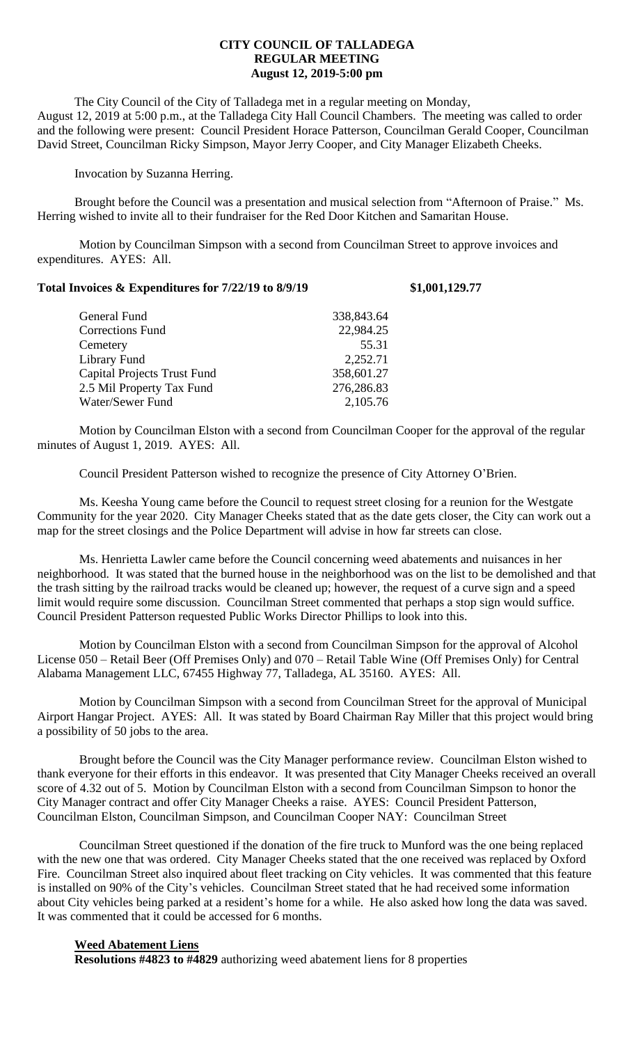# CITY COUNCIL OF TALLADEGA
## REGULAR MEETING
### August 12, 2019-5:00 pm

The City Council of the City of Talladega met in a regular meeting on Monday, August 12, 2019 at 5:00 p.m., at the Talladega City Hall Council Chambers. The meeting was called to order and the following were present: Council President Horace Patterson, Councilman Gerald Cooper, Councilman David Street, Councilman Ricky Simpson, Mayor Jerry Cooper, and City Manager Elizabeth Cheeks.

Invocation by Suzanna Herring.

Brought before the Council was a presentation and musical selection from "Afternoon of Praise." Ms. Herring wished to invite all to their fundraiser for the Red Door Kitchen and Samaritan House.

Motion by Councilman Simpson with a second from Councilman Street to approve invoices and expenditures. AYES: All.

**Total Invoices & Expenditures for 7/22/19 to 8/9/19** **$1,001,129.77**

| | |
|---|---|
| General Fund | 338,843.64 |
| Corrections Fund | 22,984.25 |
| Cemetery | 55.31 |
| Library Fund | 2,252.71 |
| Capital Projects Trust Fund | 358,601.27 |
| 2.5 Mil Property Tax Fund | 276,286.83 |
| Water/Sewer Fund | 2,105.76 |

Motion by Councilman Elston with a second from Councilman Cooper for the approval of the regular minutes of August 1, 2019. AYES: All.

Council President Patterson wished to recognize the presence of City Attorney O'Brien.

Ms. Keesha Young came before the Council to request street closing for a reunion for the Westgate Community for the year 2020. City Manager Cheeks stated that as the date gets closer, the City can work out a map for the street closings and the Police Department will advise in how far streets can close.

Ms. Henrietta Lawler came before the Council concerning weed abatements and nuisances in her neighborhood. It was stated that the burned house in the neighborhood was on the list to be demolished and that the trash sitting by the railroad tracks would be cleaned up; however, the request of a curve sign and a speed limit would require some discussion. Councilman Street commented that perhaps a stop sign would suffice. Council President Patterson requested Public Works Director Phillips to look into this.

Motion by Councilman Elston with a second from Councilman Simpson for the approval of Alcohol License 050 – Retail Beer (Off Premises Only) and 070 – Retail Table Wine (Off Premises Only) for Central Alabama Management LLC, 67455 Highway 77, Talladega, AL 35160. AYES: All.

Motion by Councilman Simpson with a second from Councilman Street for the approval of Municipal Airport Hangar Project. AYES: All. It was stated by Board Chairman Ray Miller that this project would bring a possibility of 50 jobs to the area.

Brought before the Council was the City Manager performance review. Councilman Elston wished to thank everyone for their efforts in this endeavor. It was presented that City Manager Cheeks received an overall score of 4.32 out of 5. Motion by Councilman Elston with a second from Councilman Simpson to honor the City Manager contract and offer City Manager Cheeks a raise. AYES: Council President Patterson, Councilman Elston, Councilman Simpson, and Councilman Cooper NAY: Councilman Street

Councilman Street questioned if the donation of the fire truck to Munford was the one being replaced with the new one that was ordered. City Manager Cheeks stated that the one received was replaced by Oxford Fire. Councilman Street also inquired about fleet tracking on City vehicles. It was commented that this feature is installed on 90% of the City's vehicles. Councilman Street stated that he had received some information about City vehicles being parked at a resident's home for a while. He also asked how long the data was saved. It was commented that it could be accessed for 6 months.

**Weed Abatement Liens**

**Resolutions #4823 to #4829** authorizing weed abatement liens for 8 properties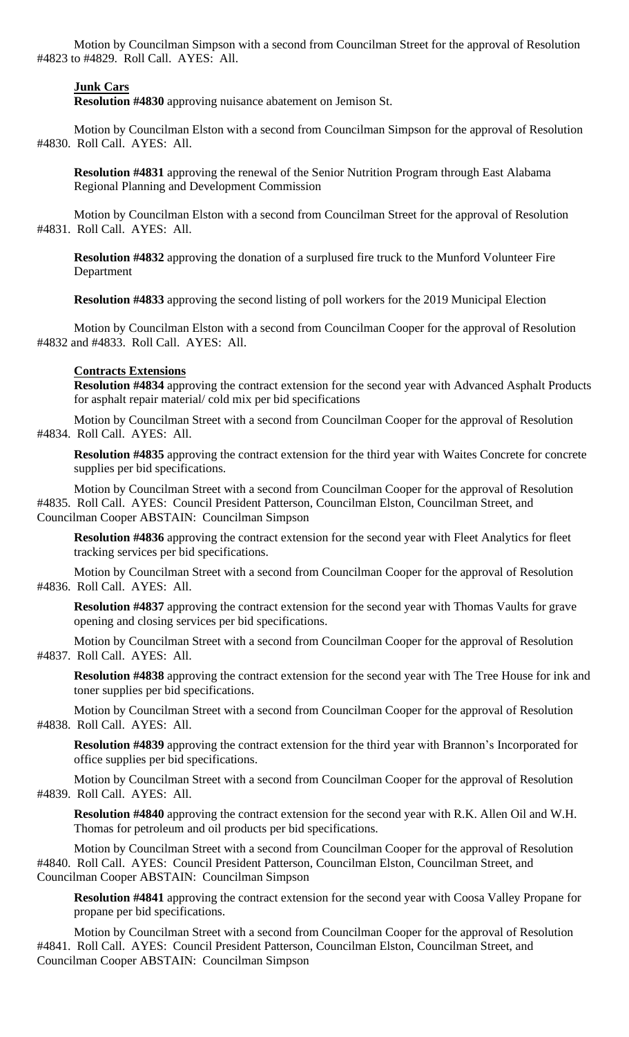Motion by Councilman Simpson with a second from Councilman Street for the approval of Resolution #4823 to #4829. Roll Call. AYES: All.

**Junk Cars**

**Resolution #4830** approving nuisance abatement on Jemison St.

Motion by Councilman Elston with a second from Councilman Simpson for the approval of Resolution #4830. Roll Call. AYES: All.

**Resolution #4831** approving the renewal of the Senior Nutrition Program through East Alabama Regional Planning and Development Commission

Motion by Councilman Elston with a second from Councilman Street for the approval of Resolution #4831. Roll Call. AYES: All.

**Resolution #4832** approving the donation of a surplused fire truck to the Munford Volunteer Fire Department

**Resolution #4833** approving the second listing of poll workers for the 2019 Municipal Election

Motion by Councilman Elston with a second from Councilman Cooper for the approval of Resolution #4832 and #4833. Roll Call. AYES: All.

**Contracts Extensions**

**Resolution #4834** approving the contract extension for the second year with Advanced Asphalt Products for asphalt repair material/ cold mix per bid specifications

Motion by Councilman Street with a second from Councilman Cooper for the approval of Resolution #4834. Roll Call. AYES: All.

**Resolution #4835** approving the contract extension for the third year with Waites Concrete for concrete supplies per bid specifications.

Motion by Councilman Street with a second from Councilman Cooper for the approval of Resolution #4835. Roll Call. AYES: Council President Patterson, Councilman Elston, Councilman Street, and Councilman Cooper ABSTAIN: Councilman Simpson

**Resolution #4836** approving the contract extension for the second year with Fleet Analytics for fleet tracking services per bid specifications.

Motion by Councilman Street with a second from Councilman Cooper for the approval of Resolution #4836. Roll Call. AYES: All.

**Resolution #4837** approving the contract extension for the second year with Thomas Vaults for grave opening and closing services per bid specifications.

Motion by Councilman Street with a second from Councilman Cooper for the approval of Resolution #4837. Roll Call. AYES: All.

**Resolution #4838** approving the contract extension for the second year with The Tree House for ink and toner supplies per bid specifications.

Motion by Councilman Street with a second from Councilman Cooper for the approval of Resolution #4838. Roll Call. AYES: All.

**Resolution #4839** approving the contract extension for the third year with Brannon's Incorporated for office supplies per bid specifications.

Motion by Councilman Street with a second from Councilman Cooper for the approval of Resolution #4839. Roll Call. AYES: All.

**Resolution #4840** approving the contract extension for the second year with R.K. Allen Oil and W.H. Thomas for petroleum and oil products per bid specifications.

Motion by Councilman Street with a second from Councilman Cooper for the approval of Resolution #4840. Roll Call. AYES: Council President Patterson, Councilman Elston, Councilman Street, and Councilman Cooper ABSTAIN: Councilman Simpson

**Resolution #4841** approving the contract extension for the second year with Coosa Valley Propane for propane per bid specifications.

Motion by Councilman Street with a second from Councilman Cooper for the approval of Resolution #4841. Roll Call. AYES: Council President Patterson, Councilman Elston, Councilman Street, and Councilman Cooper ABSTAIN: Councilman Simpson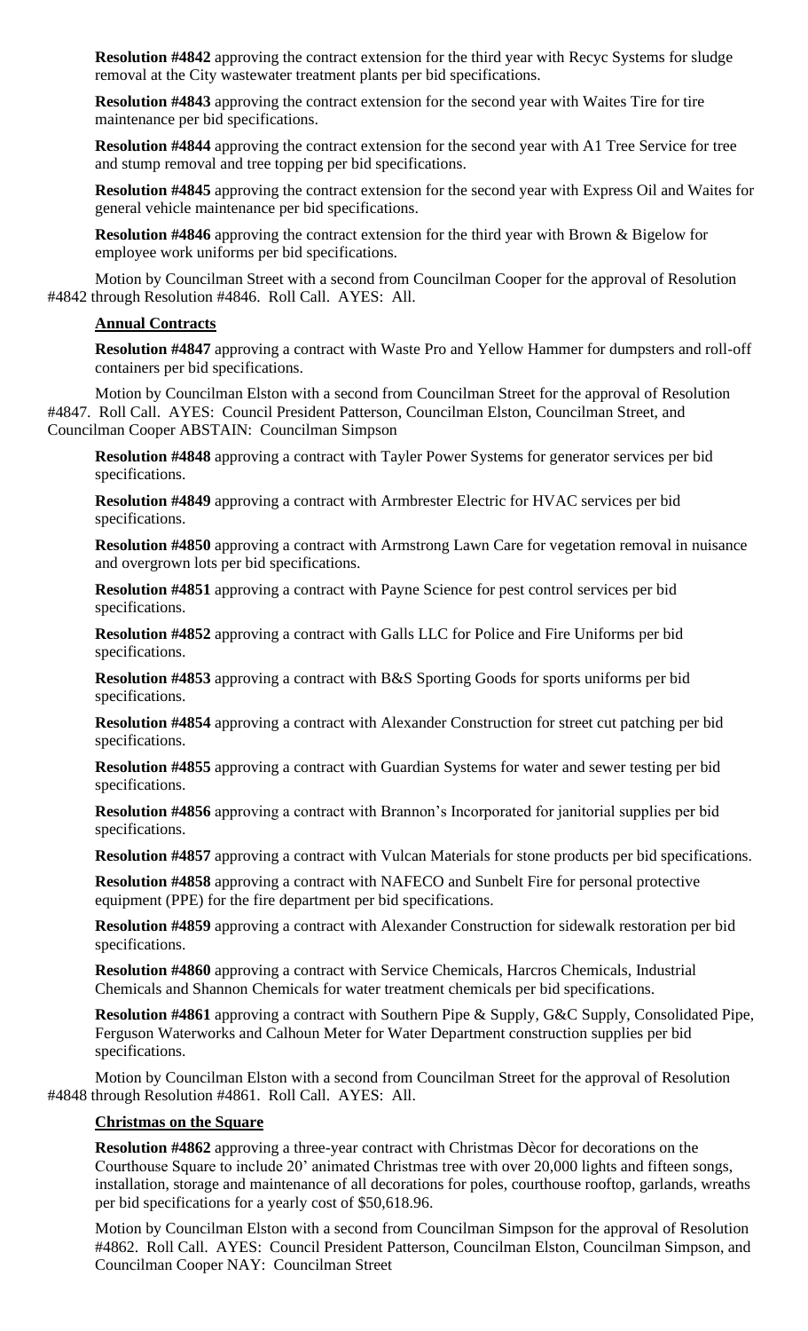**Resolution #4842** approving the contract extension for the third year with Recyc Systems for sludge removal at the City wastewater treatment plants per bid specifications.

**Resolution #4843** approving the contract extension for the second year with Waites Tire for tire maintenance per bid specifications.

**Resolution #4844** approving the contract extension for the second year with A1 Tree Service for tree and stump removal and tree topping per bid specifications.

**Resolution #4845** approving the contract extension for the second year with Express Oil and Waites for general vehicle maintenance per bid specifications.

**Resolution #4846** approving the contract extension for the third year with Brown & Bigelow for employee work uniforms per bid specifications.

Motion by Councilman Street with a second from Councilman Cooper for the approval of Resolution #4842 through Resolution #4846. Roll Call. AYES: All.

**Annual Contracts**

**Resolution #4847** approving a contract with Waste Pro and Yellow Hammer for dumpsters and roll-off containers per bid specifications.

Motion by Councilman Elston with a second from Councilman Street for the approval of Resolution #4847. Roll Call. AYES: Council President Patterson, Councilman Elston, Councilman Street, and Councilman Cooper ABSTAIN: Councilman Simpson

**Resolution #4848** approving a contract with Tayler Power Systems for generator services per bid specifications.

**Resolution #4849** approving a contract with Armbrester Electric for HVAC services per bid specifications.

**Resolution #4850** approving a contract with Armstrong Lawn Care for vegetation removal in nuisance and overgrown lots per bid specifications.

**Resolution #4851** approving a contract with Payne Science for pest control services per bid specifications.

**Resolution #4852** approving a contract with Galls LLC for Police and Fire Uniforms per bid specifications.

**Resolution #4853** approving a contract with B&S Sporting Goods for sports uniforms per bid specifications.

**Resolution #4854** approving a contract with Alexander Construction for street cut patching per bid specifications.

**Resolution #4855** approving a contract with Guardian Systems for water and sewer testing per bid specifications.

**Resolution #4856** approving a contract with Brannon's Incorporated for janitorial supplies per bid specifications.

**Resolution #4857** approving a contract with Vulcan Materials for stone products per bid specifications.

**Resolution #4858** approving a contract with NAFECO and Sunbelt Fire for personal protective equipment (PPE) for the fire department per bid specifications.

**Resolution #4859** approving a contract with Alexander Construction for sidewalk restoration per bid specifications.

**Resolution #4860** approving a contract with Service Chemicals, Harcros Chemicals, Industrial Chemicals and Shannon Chemicals for water treatment chemicals per bid specifications.

**Resolution #4861** approving a contract with Southern Pipe & Supply, G&C Supply, Consolidated Pipe, Ferguson Waterworks and Calhoun Meter for Water Department construction supplies per bid specifications.

Motion by Councilman Elston with a second from Councilman Street for the approval of Resolution #4848 through Resolution #4861. Roll Call. AYES: All.

**Christmas on the Square**

**Resolution #4862** approving a three-year contract with Christmas Dècor for decorations on the Courthouse Square to include 20' animated Christmas tree with over 20,000 lights and fifteen songs, installation, storage and maintenance of all decorations for poles, courthouse rooftop, garlands, wreaths per bid specifications for a yearly cost of $50,618.96.

Motion by Councilman Elston with a second from Councilman Simpson for the approval of Resolution #4862. Roll Call. AYES: Council President Patterson, Councilman Elston, Councilman Simpson, and Councilman Cooper NAY: Councilman Street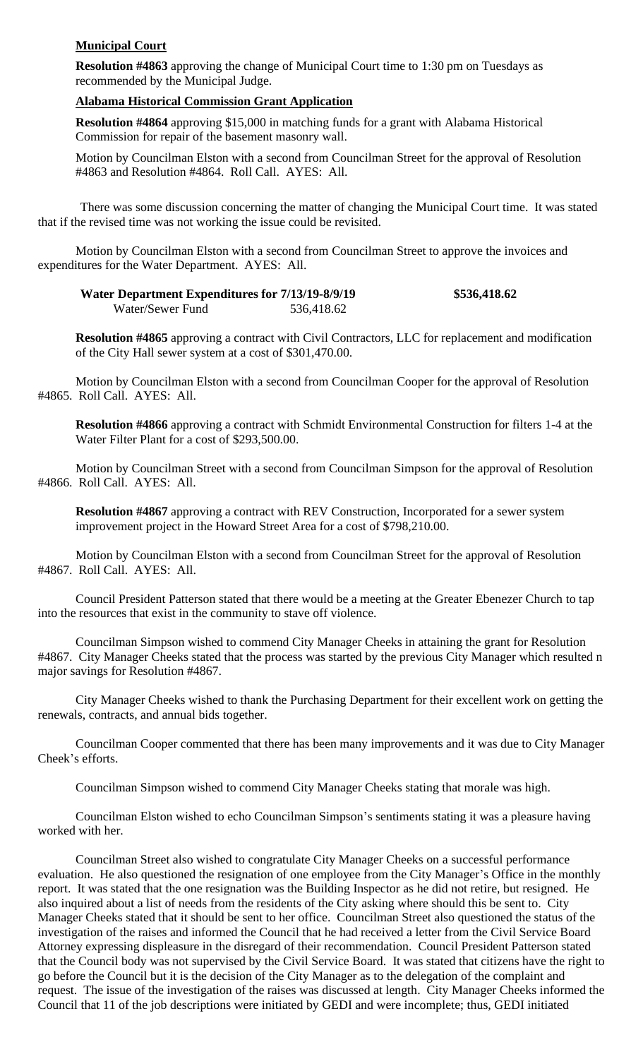**Municipal Court**

**Resolution #4863** approving the change of Municipal Court time to 1:30 pm on Tuesdays as recommended by the Municipal Judge.

**Alabama Historical Commission Grant Application**

**Resolution #4864** approving $15,000 in matching funds for a grant with Alabama Historical Commission for repair of the basement masonry wall.

Motion by Councilman Elston with a second from Councilman Street for the approval of Resolution #4863 and Resolution #4864. Roll Call. AYES: All.

There was some discussion concerning the matter of changing the Municipal Court time. It was stated that if the revised time was not working the issue could be revisited.

Motion by Councilman Elston with a second from Councilman Street to approve the invoices and expenditures for the Water Department. AYES: All.

| **Water Department Expenditures for 7/13/19-8/9/19** | | **$536,418.62** |
|---|---|---|
| Water/Sewer Fund | 536,418.62 | |

**Resolution #4865** approving a contract with Civil Contractors, LLC for replacement and modification of the City Hall sewer system at a cost of $301,470.00.

Motion by Councilman Elston with a second from Councilman Cooper for the approval of Resolution #4865. Roll Call. AYES: All.

**Resolution #4866** approving a contract with Schmidt Environmental Construction for filters 1-4 at the Water Filter Plant for a cost of $293,500.00.

Motion by Councilman Street with a second from Councilman Simpson for the approval of Resolution #4866. Roll Call. AYES: All.

**Resolution #4867** approving a contract with REV Construction, Incorporated for a sewer system improvement project in the Howard Street Area for a cost of $798,210.00.

Motion by Councilman Elston with a second from Councilman Street for the approval of Resolution #4867. Roll Call. AYES: All.

Council President Patterson stated that there would be a meeting at the Greater Ebenezer Church to tap into the resources that exist in the community to stave off violence.

Councilman Simpson wished to commend City Manager Cheeks in attaining the grant for Resolution #4867. City Manager Cheeks stated that the process was started by the previous City Manager which resulted n major savings for Resolution #4867.

City Manager Cheeks wished to thank the Purchasing Department for their excellent work on getting the renewals, contracts, and annual bids together.

Councilman Cooper commented that there has been many improvements and it was due to City Manager Cheek's efforts.

Councilman Simpson wished to commend City Manager Cheeks stating that morale was high.

Councilman Elston wished to echo Councilman Simpson's sentiments stating it was a pleasure having worked with her.

Councilman Street also wished to congratulate City Manager Cheeks on a successful performance evaluation. He also questioned the resignation of one employee from the City Manager's Office in the monthly report. It was stated that the one resignation was the Building Inspector as he did not retire, but resigned. He also inquired about a list of needs from the residents of the City asking where should this be sent to. City Manager Cheeks stated that it should be sent to her office. Councilman Street also questioned the status of the investigation of the raises and informed the Council that he had received a letter from the Civil Service Board Attorney expressing displeasure in the disregard of their recommendation. Council President Patterson stated that the Council body was not supervised by the Civil Service Board. It was stated that citizens have the right to go before the Council but it is the decision of the City Manager as to the delegation of the complaint and request. The issue of the investigation of the raises was discussed at length. City Manager Cheeks informed the Council that 11 of the job descriptions were initiated by GEDI and were incomplete; thus, GEDI initiated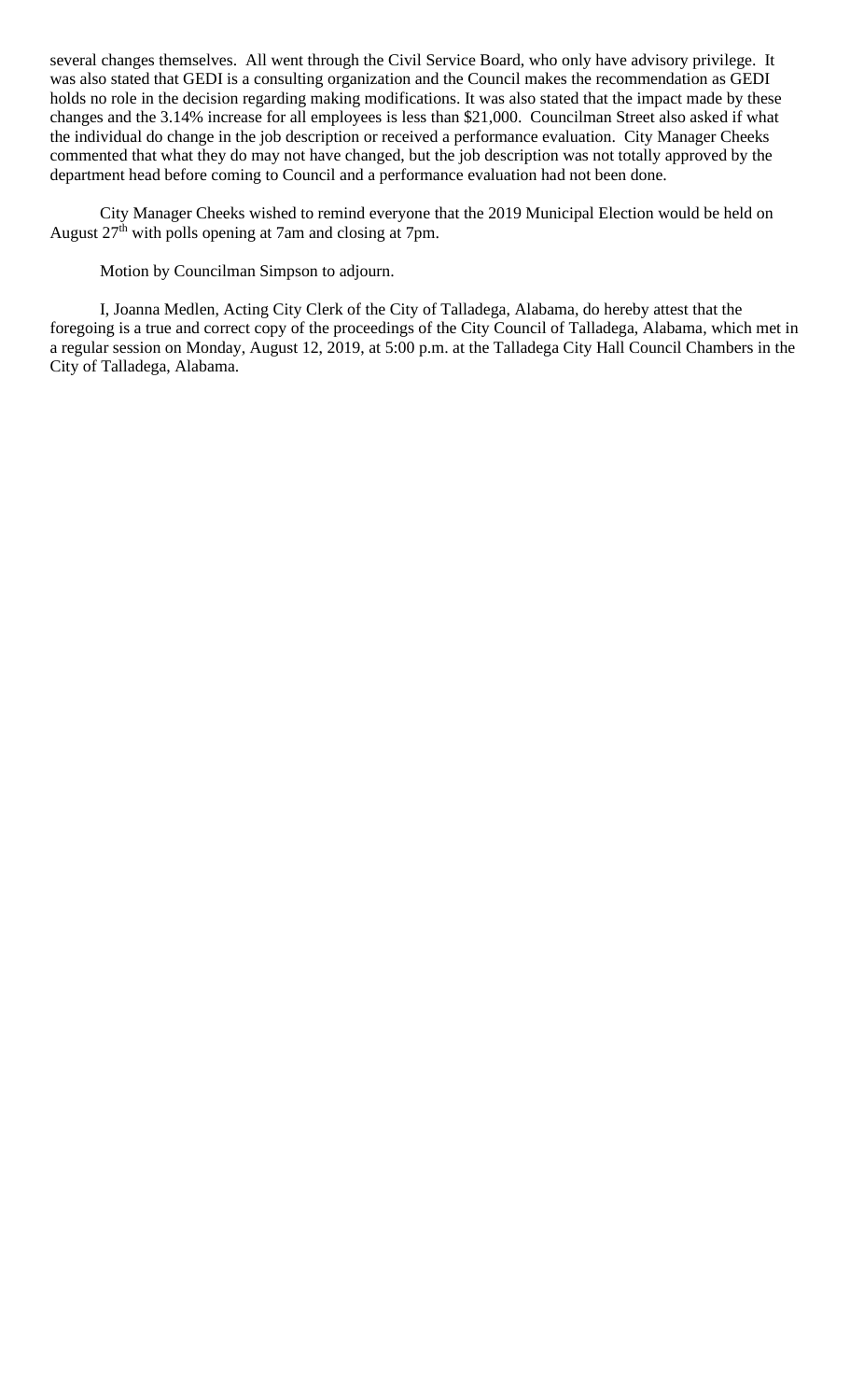several changes themselves. All went through the Civil Service Board, who only have advisory privilege. It was also stated that GEDI is a consulting organization and the Council makes the recommendation as GEDI holds no role in the decision regarding making modifications. It was also stated that the impact made by these changes and the 3.14% increase for all employees is less than $21,000. Councilman Street also asked if what the individual do change in the job description or received a performance evaluation. City Manager Cheeks commented that what they do may not have changed, but the job description was not totally approved by the department head before coming to Council and a performance evaluation had not been done.

City Manager Cheeks wished to remind everyone that the 2019 Municipal Election would be held on August 27th with polls opening at 7am and closing at 7pm.

Motion by Councilman Simpson to adjourn.

I, Joanna Medlen, Acting City Clerk of the City of Talladega, Alabama, do hereby attest that the foregoing is a true and correct copy of the proceedings of the City Council of Talladega, Alabama, which met in a regular session on Monday, August 12, 2019, at 5:00 p.m. at the Talladega City Hall Council Chambers in the City of Talladega, Alabama.